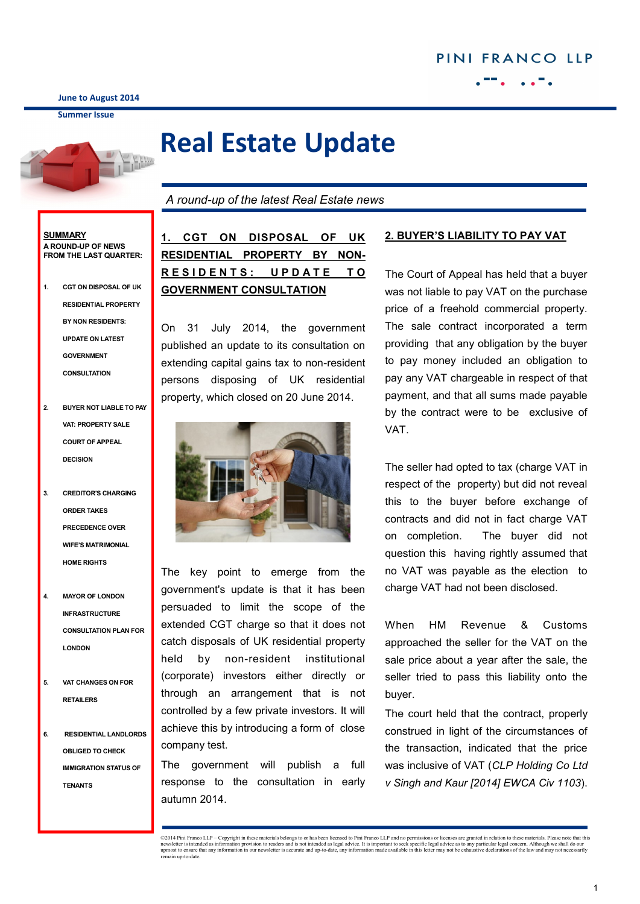PINI FRANCO LLP

June to August 2014

Summer Issue

# Real Estate Update

*A round-up of the latest Real Estate news*

**SUMMARY**

**A ROUND-UP OF NEWS FROM THE LAST QUARTER:**

1. CGT ON DISPOSAL OF UK RESIDENTIAL PROPERTY BY NON RESIDENTS: UPDATE ON LATEST GOVERNMENT CONSULTATION
2. BUYER NOT LIABLE TO PAY VAT: PROPERTY SALE COURT OF APPEAL DECISION
3. CREDITOR'S CHARGING ORDER TAKES PRECEDENCE OVER WIFE'S MATRIMONIAL HOME RIGHTS
4. MAYOR OF LONDON INFRASTRUCTURE CONSULTATION PLAN FOR LONDON
5. VAT CHANGES ON FOR RETAILERS
6. RESIDENTIAL LANDLORDS OBLIGED TO CHECK IMMIGRATION STATUS OF TENANTS

## 1. CGT ON DISPOSAL OF UK RESIDENTIAL PROPERTY BY NON-RESIDENTS: UPDATE TO GOVERNMENT CONSULTATION

On 31 July 2014, the government published an update to its consultation on extending capital gains tax to non-resident persons disposing of UK residential property, which closed on 20 June 2014.

The key point to emerge from the government's update is that it has been persuaded to limit the scope of the extended CGT charge so that it does not catch disposals of UK residential property held by non-resident institutional (corporate) investors either directly or through an arrangement that is not controlled by a few private investors. It will achieve this by introducing a form of close company test.

The government will publish a full response to the consultation in early autumn 2014.

## 2. BUYER'S LIABILITY TO PAY VAT

The Court of Appeal has held that a buyer was not liable to pay VAT on the purchase price of a freehold commercial property. The sale contract incorporated a term providing that any obligation by the buyer to pay money included an obligation to pay any VAT chargeable in respect of that payment, and that all sums made payable by the contract were to be exclusive of VAT.

The seller had opted to tax (charge VAT in respect of the property) but did not reveal this to the buyer before exchange of contracts and did not in fact charge VAT on completion. The buyer did not question this having rightly assumed that no VAT was payable as the election to charge VAT had not been disclosed.

When HM Revenue & Customs approached the seller for the VAT on the sale price about a year after the sale, the seller tried to pass this liability onto the buyer.

The court held that the contract, properly construed in light of the circumstances of the transaction, indicated that the price was inclusive of VAT (*CLP Holding Co Ltd v Singh and Kaur [2014] EWCA Civ 1103*).

©2014 Pini Franco LLP – Copyright in these materials belongs to or has been licensed to Pini Franco LLP and no permissions or licenses are granted in relation to these materials. Please note that this newsletter is intended as information provision to readers and is not intended as legal advice. It is important to seek specific legal advice as to any particular legal concern. Although we shall do our upmost to ensure that any information in our newsletter is accurate and up-to-date, any information made available in this letter may not be exhaustive declarations of the law and may not necessarily remain up-to-date.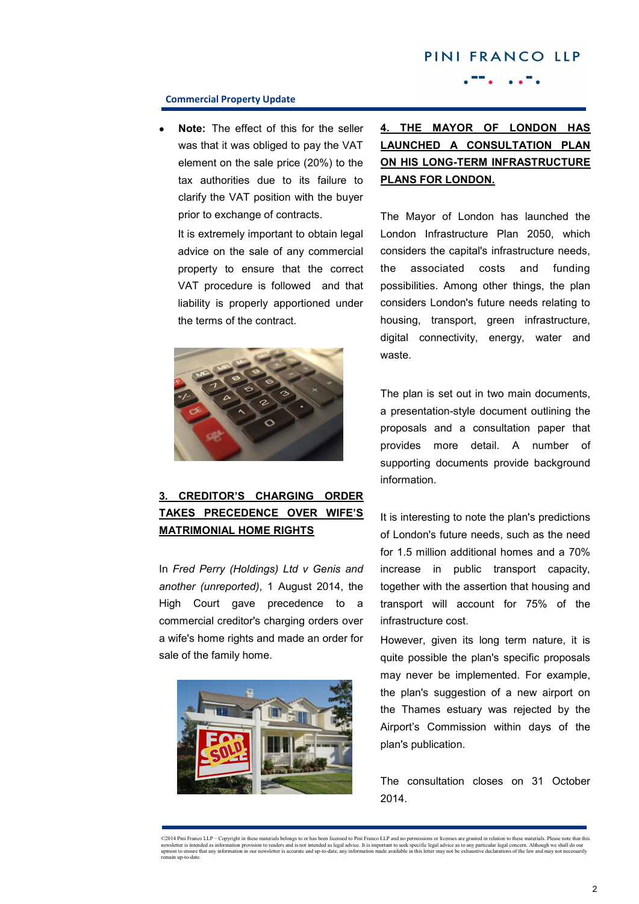- **Note:** The effect of this for the seller was that it was obliged to pay the VAT element on the sale price (20%) to the tax authorities due to its failure to clarify the VAT position with the buyer prior to exchange of contracts.

  It is extremely important to obtain legal advice on the sale of any commercial property to ensure that the correct VAT procedure is followed and that liability is properly apportioned under the terms of the contract.

## 3. CREDITOR'S CHARGING ORDER TAKES PRECEDENCE OVER WIFE'S MATRIMONIAL HOME RIGHTS

In *Fred Perry (Holdings) Ltd v Genis and another (unreported)*, 1 August 2014, the High Court gave precedence to a commercial creditor's charging orders over a wife's home rights and made an order for sale of the family home.

## 4. THE MAYOR OF LONDON HAS LAUNCHED A CONSULTATION PLAN ON HIS LONG-TERM INFRASTRUCTURE PLANS FOR LONDON.

The Mayor of London has launched the London Infrastructure Plan 2050, which considers the capital's infrastructure needs, the associated costs and funding possibilities. Among other things, the plan considers London's future needs relating to housing, transport, green infrastructure, digital connectivity, energy, water and waste.

The plan is set out in two main documents, a presentation-style document outlining the proposals and a consultation paper that provides more detail. A number of supporting documents provide background information.

It is interesting to note the plan's predictions of London's future needs, such as the need for 1.5 million additional homes and a 70% increase in public transport capacity, together with the assertion that housing and transport will account for 75% of the infrastructure cost.

However, given its long term nature, it is quite possible the plan's specific proposals may never be implemented. For example, the plan's suggestion of a new airport on the Thames estuary was rejected by the Airport's Commission within days of the plan's publication.

The consultation closes on 31 October 2014.

©2014 Pini Franco LLP – Copyright in these materials belongs to or has been licensed to Pini Franco LLP and no permissions or licenses are granted in relation to these materials. Please note that this newsletter is intended as information provision to readers and is not intended as legal advice. It is important to seek specific legal advice as to any particular legal concern. Although we shall do our upmost to ensure that any information in our newsletter is accurate and up-to-date, any information made available in this letter may not be exhaustive declarations of the law and may not necessarily remain up-to-date.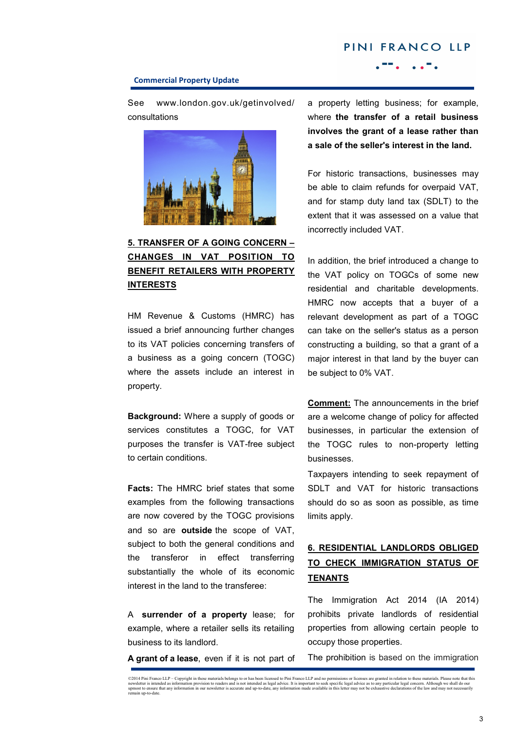See www.london.gov.uk/getinvolved/consultations

## 5. TRANSFER OF A GOING CONCERN – CHANGES IN VAT POSITION TO BENEFIT RETAILERS WITH PROPERTY INTERESTS

HM Revenue & Customs (HMRC) has issued a brief announcing further changes to its VAT policies concerning transfers of a business as a going concern (TOGC) where the assets include an interest in property.

**Background:** Where a supply of goods or services constitutes a TOGC, for VAT purposes the transfer is VAT-free subject to certain conditions.

**Facts:** The HMRC brief states that some examples from the following transactions are now covered by the TOGC provisions and so are **outside** the scope of VAT, subject to both the general conditions and the transferor in effect transferring substantially the whole of its economic interest in the land to the transferee:

A **surrender of a property** lease; for example, where a retailer sells its retailing business to its landlord.

**A grant of a lease**, even if it is not part of a property letting business; for example, where **the transfer of a retail business involves the grant of a lease rather than a sale of the seller's interest in the land.**

For historic transactions, businesses may be able to claim refunds for overpaid VAT, and for stamp duty land tax (SDLT) to the extent that it was assessed on a value that incorrectly included VAT.

In addition, the brief introduced a change to the VAT policy on TOGCs of some new residential and charitable developments. HMRC now accepts that a buyer of a relevant development as part of a TOGC can take on the seller's status as a person constructing a building, so that a grant of a major interest in that land by the buyer can be subject to 0% VAT.

**Comment:** The announcements in the brief are a welcome change of policy for affected businesses, in particular the extension of the TOGC rules to non-property letting businesses.

Taxpayers intending to seek repayment of SDLT and VAT for historic transactions should do so as soon as possible, as time limits apply.

## 6. RESIDENTIAL LANDLORDS OBLIGED TO CHECK IMMIGRATION STATUS OF TENANTS

The Immigration Act 2014 (IA 2014) prohibits private landlords of residential properties from allowing certain people to occupy those properties.

The prohibition is based on the immigration

©2014 Pini Franco LLP – Copyright in these materials belongs to or has been licensed to Pini Franco LLP and no permissions or licenses are granted in relation to these materials. Please note that this newsletter is intended as information provision to readers and is not intended as legal advice. It is important to seek specific legal advice as to any particular legal concern. Although we shall do our upmost to ensure that any information in our newsletter is accurate and up-to-date, any information made available in this letter may not be exhaustive declarations of the law and may not necessarily remain up-to-date.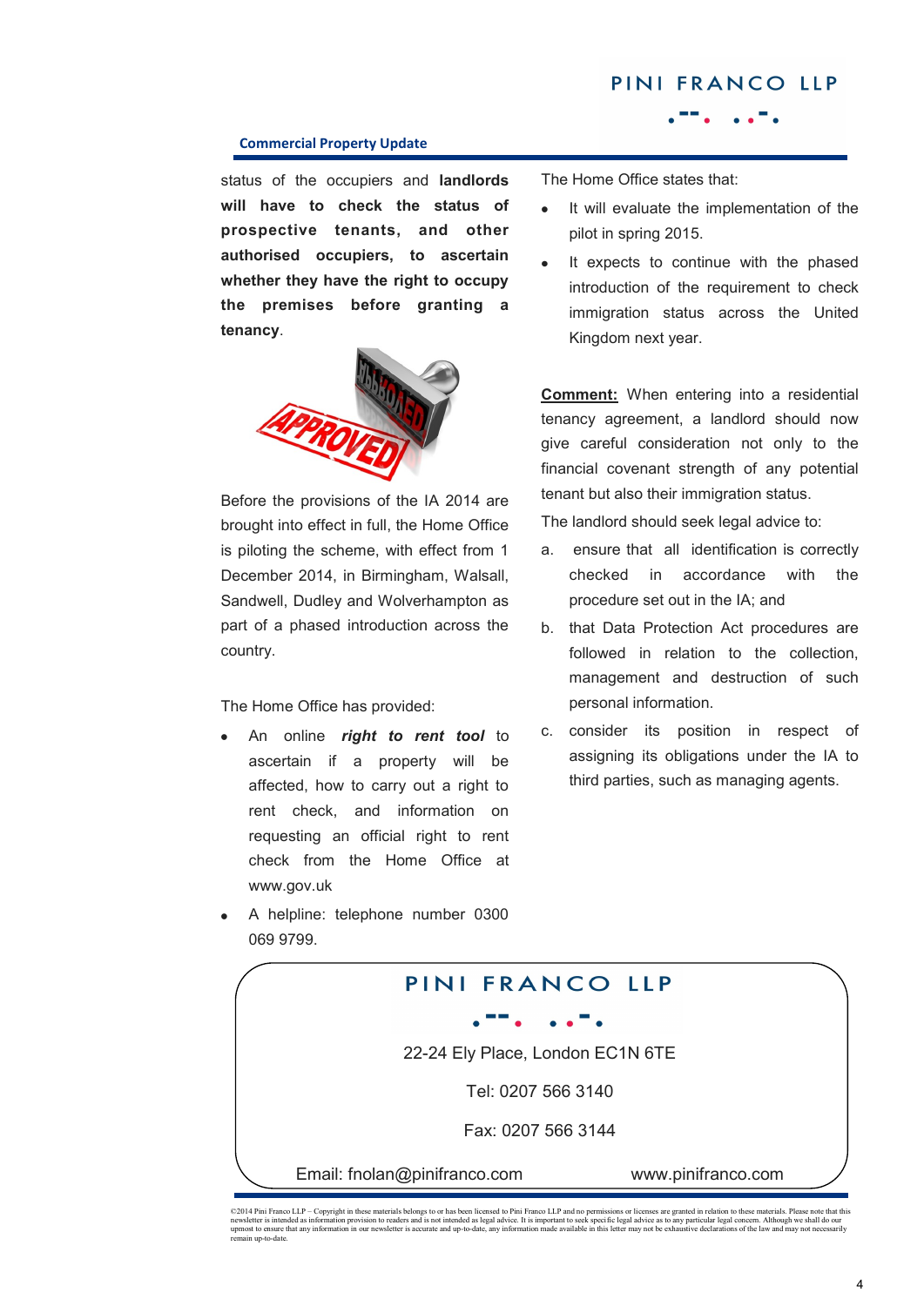status of the occupiers and **landlords will have to check the status of prospective tenants, and other authorised occupiers, to ascertain whether they have the right to occupy the premises before granting a tenancy**.

Before the provisions of the IA 2014 are brought into effect in full, the Home Office is piloting the scheme, with effect from 1 December 2014, in Birmingham, Walsall, Sandwell, Dudley and Wolverhampton as part of a phased introduction across the country.

The Home Office has provided:

- An online ***right to rent tool*** to ascertain if a property will be affected, how to carry out a right to rent check, and information on requesting an official right to rent check from the Home Office at www.gov.uk
- A helpline: telephone number 0300 069 9799.

The Home Office states that:

- It will evaluate the implementation of the pilot in spring 2015.
- It expects to continue with the phased introduction of the requirement to check immigration status across the United Kingdom next year.

**Comment:** When entering into a residential tenancy agreement, a landlord should now give careful consideration not only to the financial covenant strength of any potential tenant but also their immigration status.

The landlord should seek legal advice to:

a. ensure that all identification is correctly checked in accordance with the procedure set out in the IA; and

b. that Data Protection Act procedures are followed in relation to the collection, management and destruction of such personal information.

c. consider its position in respect of assigning its obligations under the IA to third parties, such as managing agents.

PINI FRANCO LLP

22-24 Ely Place, London EC1N 6TE

Tel: 0207 566 3140

Fax: 0207 566 3144

Email: fnolan@pinifranco.com www.pinifranco.com

©2014 Pini Franco LLP – Copyright in these materials belongs to or has been licensed to Pini Franco LLP and no permissions or licenses are granted in relation to these materials. Please note that this newsletter is intended as information provision to readers and is not intended as legal advice. It is important to seek specific legal advice as to any particular legal concern. Although we shall do our upmost to ensure that any information in our newsletter is accurate and up-to-date, any information made available in this letter may not be exhaustive declarations of the law and may not necessarily remain up-to-date.